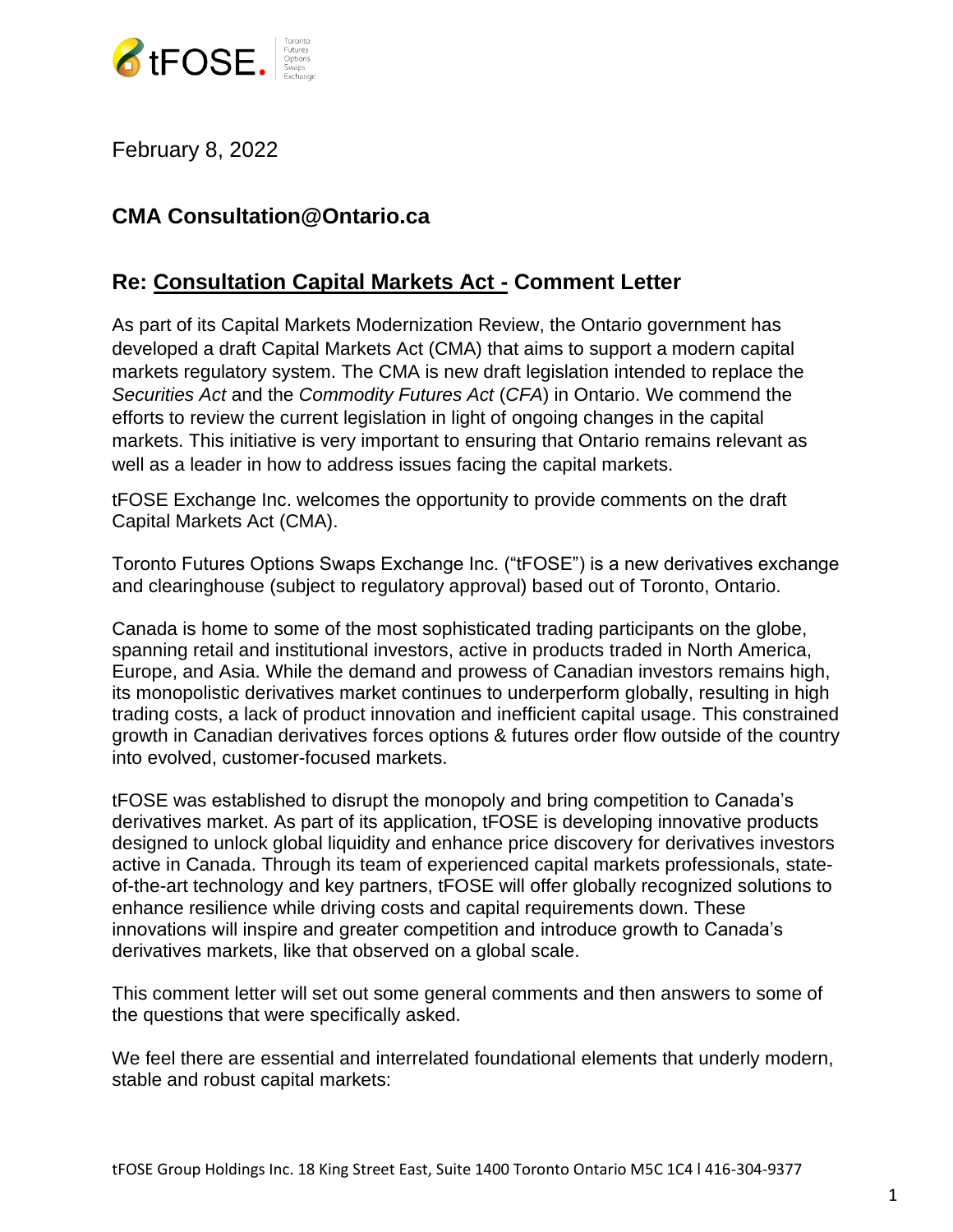February 8, 2022

### CMA Consultation@Ontario.ca

## Re: Consultation Capital Markets Act - Comment Letter

As part of its Capital Markets Modernization Review, the Ontario government has developed a draft Capital Markets Act (CMA) that aims to support a modern capital markets regulatory system. The CMA is new draft legislation intended to replace the *Securities Act* and the *Commodity Futures Act* (*CFA*) in Ontario. We commend the efforts to review the current legislation in light of ongoing changes in the capital markets. This initiative is very important to ensuring that Ontario remains relevant as well as a leader in how to address issues facing the capital markets.

tFOSE Exchange Inc. welcomes the opportunity to provide comments on the draft Capital Markets Act (CMA).

Toronto Futures Options Swaps Exchange Inc. ("tFOSE") is a new derivatives exchange and clearinghouse (subject to regulatory approval) based out of Toronto, Ontario.

Canada is home to some of the most sophisticated trading participants on the globe, spanning retail and institutional investors, active in products traded in North America, Europe, and Asia. While the demand and prowess of Canadian investors remains high, its monopolistic derivatives market continues to underperform globally, resulting in high trading costs, a lack of product innovation and inefficient capital usage. This constrained growth in Canadian derivatives forces options & futures order flow outside of the country into evolved, customer-focused markets.

tFOSE was established to disrupt the monopoly and bring competition to Canada's derivatives market. As part of its application, tFOSE is developing innovative products designed to unlock global liquidity and enhance price discovery for derivatives investors active in Canada. Through its team of experienced capital markets professionals, state-of-the-art technology and key partners, tFOSE will offer globally recognized solutions to enhance resilience while driving costs and capital requirements down. These innovations will inspire and greater competition and introduce growth to Canada's derivatives markets, like that observed on a global scale.

This comment letter will set out some general comments and then answers to some of the questions that were specifically asked.

We feel there are essential and interrelated foundational elements that underly modern, stable and robust capital markets: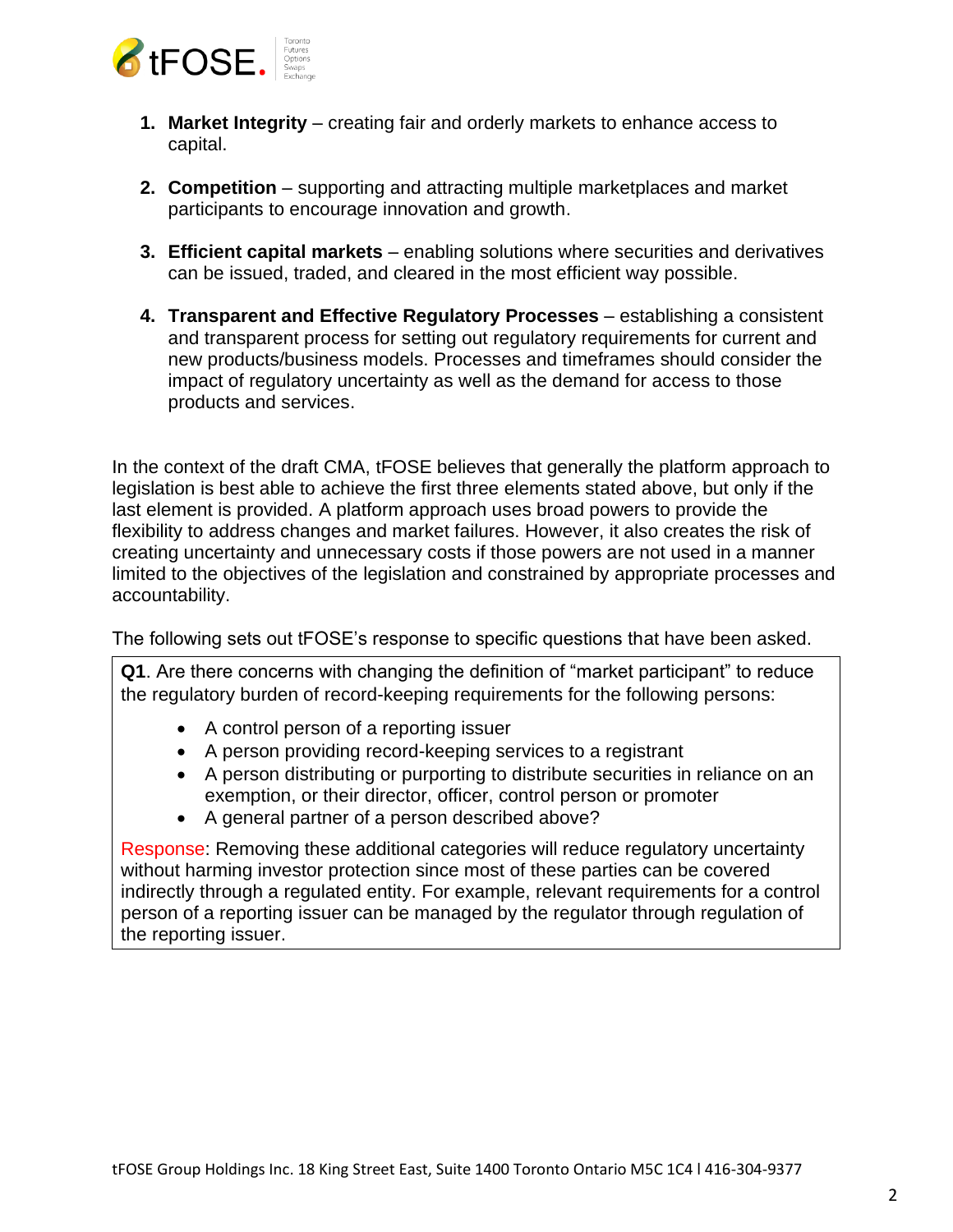1. **Market Integrity** – creating fair and orderly markets to enhance access to capital.

2. **Competition** – supporting and attracting multiple marketplaces and market participants to encourage innovation and growth.

3. **Efficient capital markets** – enabling solutions where securities and derivatives can be issued, traded, and cleared in the most efficient way possible.

4. **Transparent and Effective Regulatory Processes** – establishing a consistent and transparent process for setting out regulatory requirements for current and new products/business models. Processes and timeframes should consider the impact of regulatory uncertainty as well as the demand for access to those products and services.

In the context of the draft CMA, tFOSE believes that generally the platform approach to legislation is best able to achieve the first three elements stated above, but only if the last element is provided. A platform approach uses broad powers to provide the flexibility to address changes and market failures. However, it also creates the risk of creating uncertainty and unnecessary costs if those powers are not used in a manner limited to the objectives of the legislation and constrained by appropriate processes and accountability.

The following sets out tFOSE's response to specific questions that have been asked.

**Q1**. Are there concerns with changing the definition of "market participant" to reduce the regulatory burden of record-keeping requirements for the following persons:

- A control person of a reporting issuer
- A person providing record-keeping services to a registrant
- A person distributing or purporting to distribute securities in reliance on an exemption, or their director, officer, control person or promoter
- A general partner of a person described above?

Response: Removing these additional categories will reduce regulatory uncertainty without harming investor protection since most of these parties can be covered indirectly through a regulated entity. For example, relevant requirements for a control person of a reporting issuer can be managed by the regulator through regulation of the reporting issuer.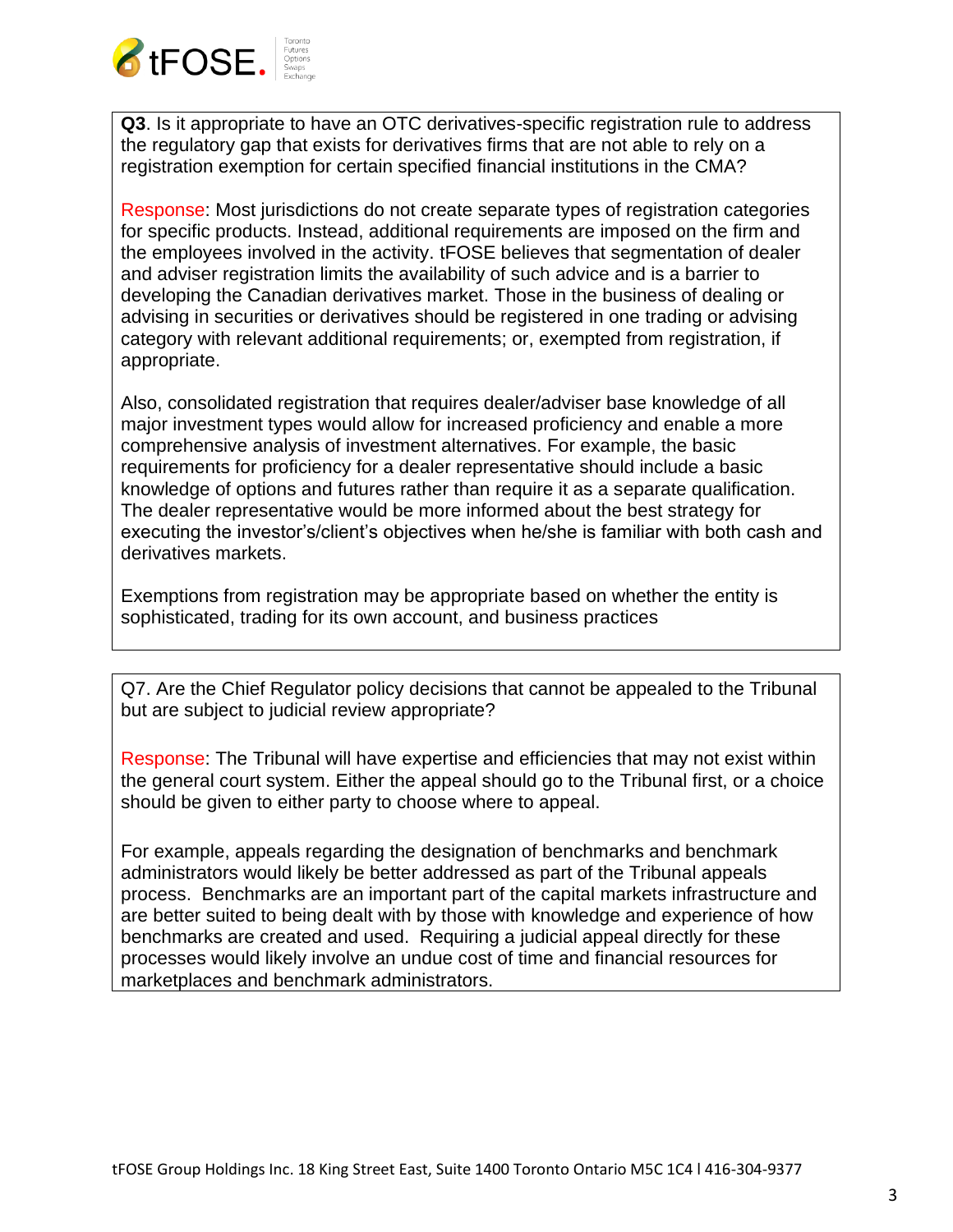**Q3**. Is it appropriate to have an OTC derivatives-specific registration rule to address the regulatory gap that exists for derivatives firms that are not able to rely on a registration exemption for certain specified financial institutions in the CMA?

Response: Most jurisdictions do not create separate types of registration categories for specific products. Instead, additional requirements are imposed on the firm and the employees involved in the activity. tFOSE believes that segmentation of dealer and adviser registration limits the availability of such advice and is a barrier to developing the Canadian derivatives market. Those in the business of dealing or advising in securities or derivatives should be registered in one trading or advising category with relevant additional requirements; or, exempted from registration, if appropriate.

Also, consolidated registration that requires dealer/adviser base knowledge of all major investment types would allow for increased proficiency and enable a more comprehensive analysis of investment alternatives. For example, the basic requirements for proficiency for a dealer representative should include a basic knowledge of options and futures rather than require it as a separate qualification. The dealer representative would be more informed about the best strategy for executing the investor's/client's objectives when he/she is familiar with both cash and derivatives markets.

Exemptions from registration may be appropriate based on whether the entity is sophisticated, trading for its own account, and business practices

Q7. Are the Chief Regulator policy decisions that cannot be appealed to the Tribunal but are subject to judicial review appropriate?

Response: The Tribunal will have expertise and efficiencies that may not exist within the general court system. Either the appeal should go to the Tribunal first, or a choice should be given to either party to choose where to appeal.

For example, appeals regarding the designation of benchmarks and benchmark administrators would likely be better addressed as part of the Tribunal appeals process. Benchmarks are an important part of the capital markets infrastructure and are better suited to being dealt with by those with knowledge and experience of how benchmarks are created and used. Requiring a judicial appeal directly for these processes would likely involve an undue cost of time and financial resources for marketplaces and benchmark administrators.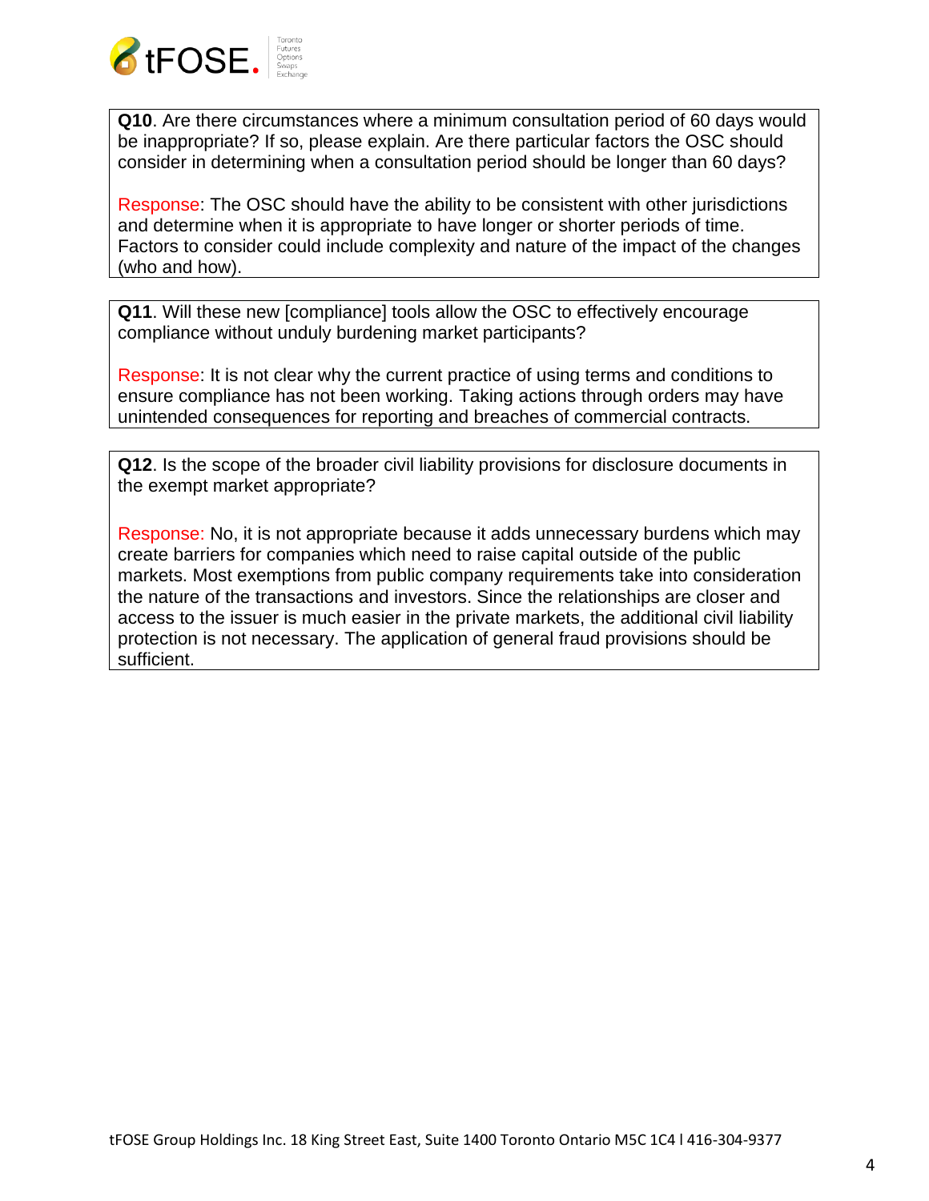**Q10**. Are there circumstances where a minimum consultation period of 60 days would be inappropriate? If so, please explain. Are there particular factors the OSC should consider in determining when a consultation period should be longer than 60 days?

Response: The OSC should have the ability to be consistent with other jurisdictions and determine when it is appropriate to have longer or shorter periods of time. Factors to consider could include complexity and nature of the impact of the changes (who and how).

**Q11**. Will these new [compliance] tools allow the OSC to effectively encourage compliance without unduly burdening market participants?

Response: It is not clear why the current practice of using terms and conditions to ensure compliance has not been working. Taking actions through orders may have unintended consequences for reporting and breaches of commercial contracts.

**Q12**. Is the scope of the broader civil liability provisions for disclosure documents in the exempt market appropriate?

Response: No, it is not appropriate because it adds unnecessary burdens which may create barriers for companies which need to raise capital outside of the public markets. Most exemptions from public company requirements take into consideration the nature of the transactions and investors. Since the relationships are closer and access to the issuer is much easier in the private markets, the additional civil liability protection is not necessary. The application of general fraud provisions should be sufficient.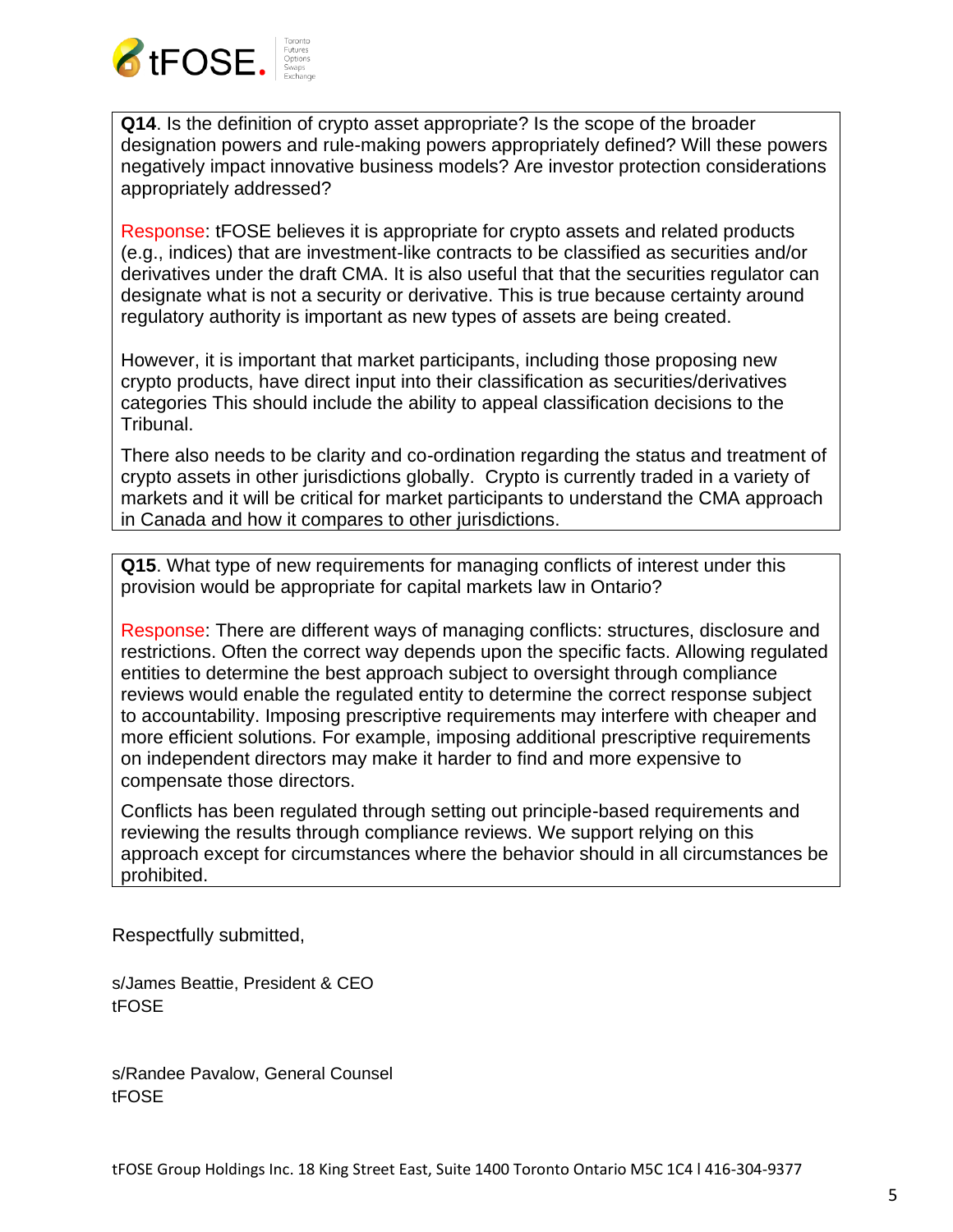**Q14**. Is the definition of crypto asset appropriate? Is the scope of the broader designation powers and rule-making powers appropriately defined? Will these powers negatively impact innovative business models? Are investor protection considerations appropriately addressed?

Response: tFOSE believes it is appropriate for crypto assets and related products (e.g., indices) that are investment-like contracts to be classified as securities and/or derivatives under the draft CMA. It is also useful that that the securities regulator can designate what is not a security or derivative. This is true because certainty around regulatory authority is important as new types of assets are being created.

However, it is important that market participants, including those proposing new crypto products, have direct input into their classification as securities/derivatives categories This should include the ability to appeal classification decisions to the Tribunal.

There also needs to be clarity and co-ordination regarding the status and treatment of crypto assets in other jurisdictions globally. Crypto is currently traded in a variety of markets and it will be critical for market participants to understand the CMA approach in Canada and how it compares to other jurisdictions.

**Q15**. What type of new requirements for managing conflicts of interest under this provision would be appropriate for capital markets law in Ontario?

Response: There are different ways of managing conflicts: structures, disclosure and restrictions. Often the correct way depends upon the specific facts. Allowing regulated entities to determine the best approach subject to oversight through compliance reviews would enable the regulated entity to determine the correct response subject to accountability. Imposing prescriptive requirements may interfere with cheaper and more efficient solutions. For example, imposing additional prescriptive requirements on independent directors may make it harder to find and more expensive to compensate those directors.

Conflicts has been regulated through setting out principle-based requirements and reviewing the results through compliance reviews. We support relying on this approach except for circumstances where the behavior should in all circumstances be prohibited.

Respectfully submitted,

s/James Beattie, President & CEO
tFOSE

s/Randee Pavalow, General Counsel
tFOSE

tFOSE Group Holdings Inc. 18 King Street East, Suite 1400 Toronto Ontario M5C 1C4 l 416-304-9377